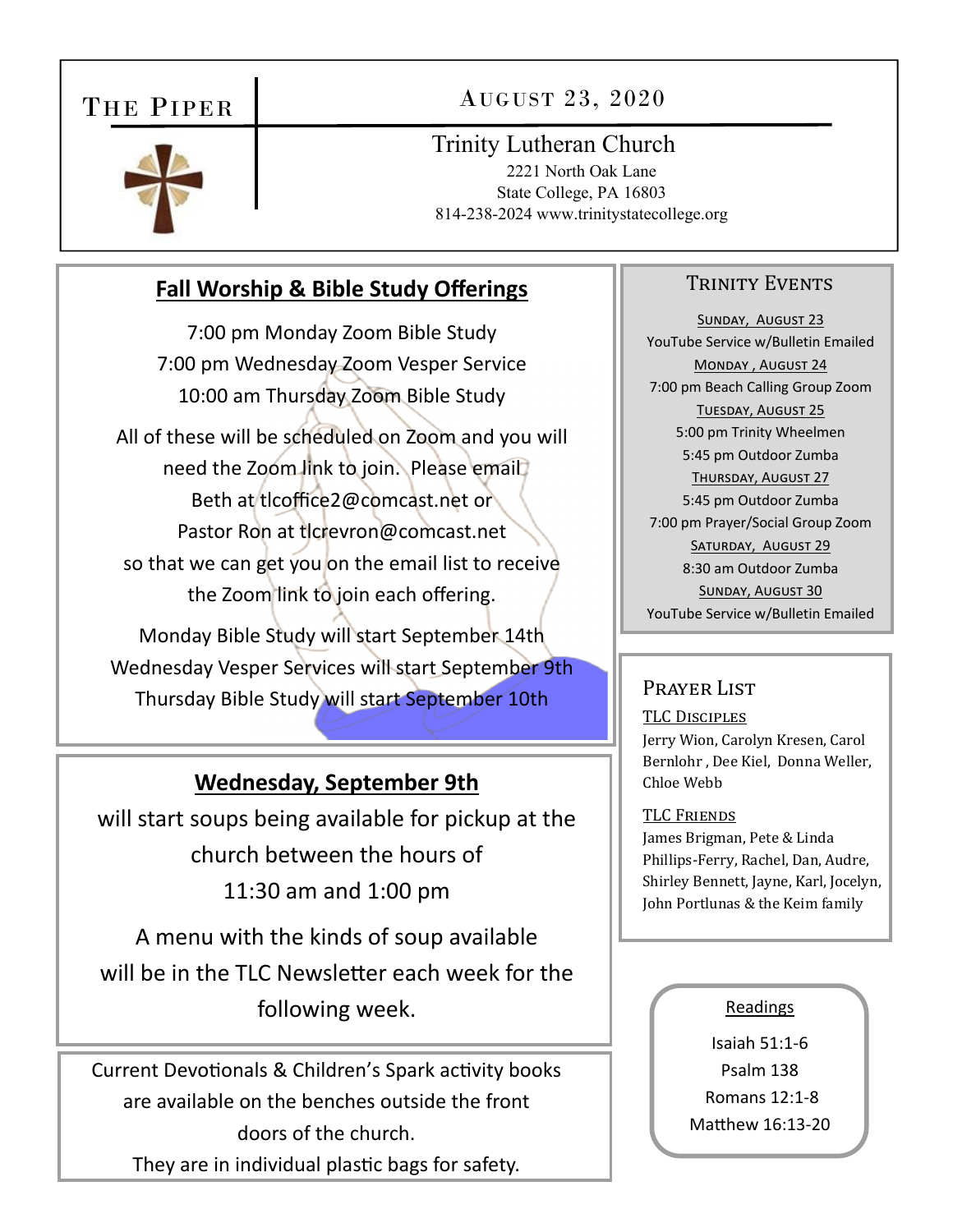# The Piper

**August 23, 2020**

Trinity Lutheran Church
2221 North Oak Lane
State College, PA 16803
814-238-2024 www.trinitystatecollege.org

## Fall Worship & Bible Study Offerings

7:00 pm Monday Zoom Bible Study
7:00 pm Wednesday Zoom Vesper Service
10:00 am Thursday Zoom Bible Study

All of these will be scheduled on Zoom and you will need the Zoom link to join. Please email Beth at tlcoffice2@comcast.net or Pastor Ron at tlcrevron@comcast.net so that we can get you on the email list to receive the Zoom link to join each offering.

Monday Bible Study will start September 14th
Wednesday Vesper Services will start September 9th
Thursday Bible Study will start September 10th

## Wednesday, September 9th

will start soups being available for pickup at the church between the hours of 11:30 am and 1:00 pm

A menu with the kinds of soup available will be in the TLC Newsletter each week for the following week.

Current Devotionals & Children's Spark activity books are available on the benches outside the front doors of the church.
They are in individual plastic bags for safety.

## Trinity Events

Sunday, August 23
YouTube Service w/Bulletin Emailed

Monday, August 24
7:00 pm Beach Calling Group Zoom

Tuesday, August 25
5:00 pm Trinity Wheelmen
5:45 pm Outdoor Zumba

Thursday, August 27
5:45 pm Outdoor Zumba
7:00 pm Prayer/Social Group Zoom

Saturday, August 29
8:30 am Outdoor Zumba

Sunday, August 30
YouTube Service w/Bulletin Emailed

## Prayer List

**TLC Disciples**
Jerry Wion, Carolyn Kresen, Carol Bernlohr , Dee Kiel, Donna Weller, Chloe Webb

**TLC Friends**
James Brigman, Pete & Linda Phillips-Ferry, Rachel, Dan, Audre, Shirley Bennett, Jayne, Karl, Jocelyn, John Portlunas & the Keim family

## Readings

Isaiah 51:1-6
Psalm 138
Romans 12:1-8
Matthew 16:13-20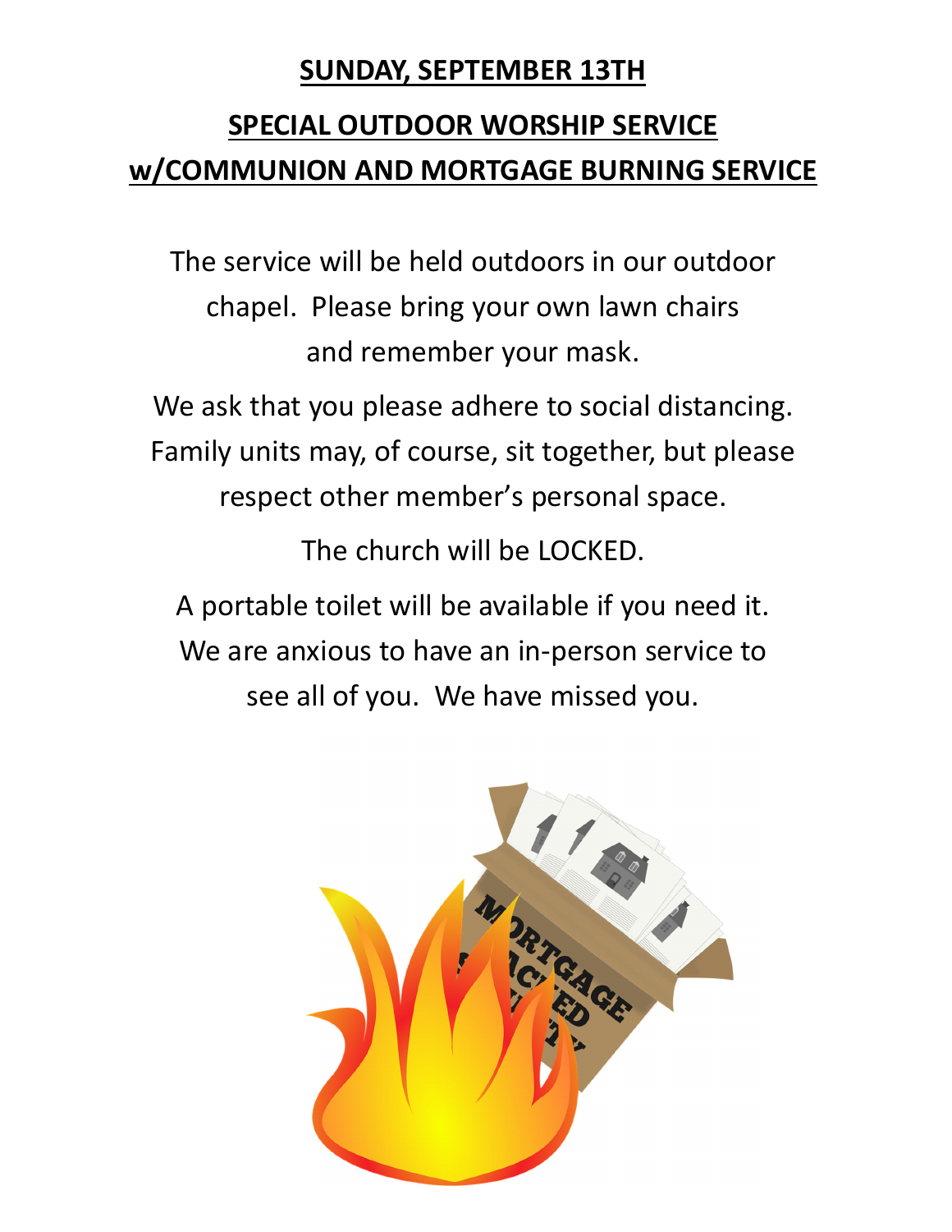**SUNDAY, SEPTEMBER 13TH**

**SPECIAL OUTDOOR WORSHIP SERVICE w/COMMUNION AND MORTGAGE BURNING SERVICE**

The service will be held outdoors in our outdoor chapel. Please bring your own lawn chairs and remember your mask.

We ask that you please adhere to social distancing. Family units may, of course, sit together, but please respect other member's personal space.

The church will be LOCKED.

A portable toilet will be available if you need it. We are anxious to have an in-person service to see all of you. We have missed you.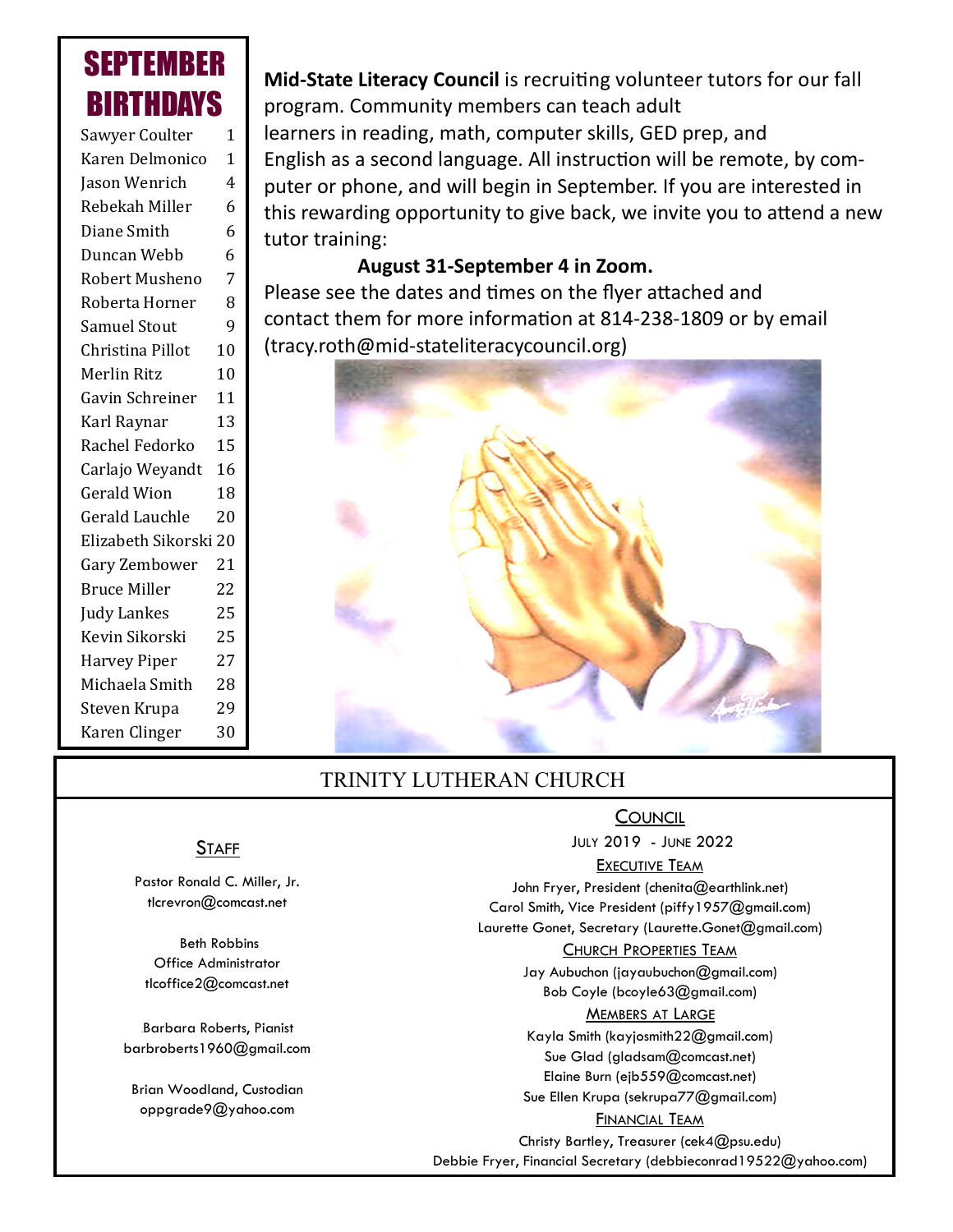## SEPTEMBER BIRTHDAYS

| Name | Day |
|---|---|
| Sawyer Coulter | 1 |
| Karen Delmonico | 1 |
| Jason Wenrich | 4 |
| Rebekah Miller | 6 |
| Diane Smith | 6 |
| Duncan Webb | 6 |
| Robert Musheno | 7 |
| Roberta Horner | 8 |
| Samuel Stout | 9 |
| Christina Pillot | 10 |
| Merlin Ritz | 10 |
| Gavin Schreiner | 11 |
| Karl Raynar | 13 |
| Rachel Fedorko | 15 |
| Carlajo Weyandt | 16 |
| Gerald Wion | 18 |
| Gerald Lauchle | 20 |
| Elizabeth Sikorski | 20 |
| Gary Zembower | 21 |
| Bruce Miller | 22 |
| Judy Lankes | 25 |
| Kevin Sikorski | 25 |
| Harvey Piper | 27 |
| Michaela Smith | 28 |
| Steven Krupa | 29 |
| Karen Clinger | 30 |

**Mid-State Literacy Council** is recruiting volunteer tutors for our fall program. Community members can teach adult learners in reading, math, computer skills, GED prep, and English as a second language. All instruction will be remote, by computer or phone, and will begin in September. If you are interested in this rewarding opportunity to give back, we invite you to attend a new tutor training:

**August 31-September 4 in Zoom.**

Please see the dates and times on the flyer attached and contact them for more information at 814-238-1809 or by email (tracy.roth@mid-stateliteracycouncil.org)

## TRINITY LUTHERAN CHURCH

### Staff

Pastor Ronald C. Miller, Jr.
tlcrevron@comcast.net

Beth Robbins
Office Administrator
tlcoffice2@comcast.net

Barbara Roberts, Pianist
barbroberts1960@gmail.com

Brian Woodland, Custodian
oppgrade9@yahoo.com

### Council

July 2019 - June 2022

**Executive Team**

John Fryer, President (chenita@earthlink.net)
Carol Smith, Vice President (piffy1957@gmail.com)
Laurette Gonet, Secretary (Laurette.Gonet@gmail.com)

**Church Properties Team**

Jay Aubuchon (jayaubuchon@gmail.com)
Bob Coyle (bcoyle63@gmail.com)

**Members at Large**

Kayla Smith (kayjosmith22@gmail.com)
Sue Glad (gladsam@comcast.net)
Elaine Burn (ejb559@comcast.net)
Sue Ellen Krupa (sekrupa77@gmail.com)

**Financial Team**

Christy Bartley, Treasurer (cek4@psu.edu)
Debbie Fryer, Financial Secretary (debbieconrad19522@yahoo.com)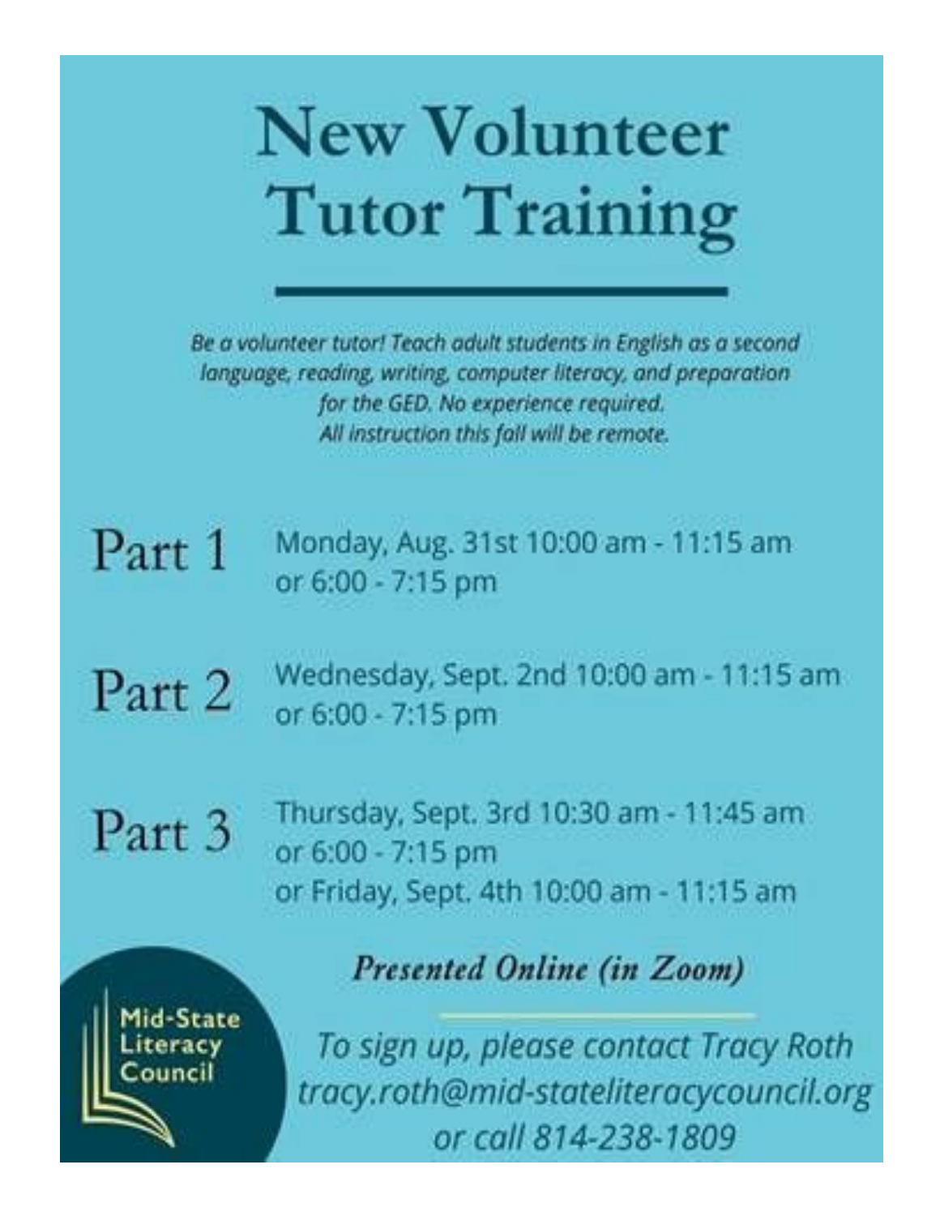# New Volunteer Tutor Training

*Be a volunteer tutor! Teach adult students in English as a second language, reading, writing, computer literacy, and preparation for the GED. No experience required.*
*All instruction this fall will be remote.*

**Part 1** Monday, Aug. 31st 10:00 am - 11:15 am or 6:00 - 7:15 pm

**Part 2** Wednesday, Sept. 2nd 10:00 am - 11:15 am or 6:00 - 7:15 pm

**Part 3** Thursday, Sept. 3rd 10:30 am - 11:45 am or 6:00 - 7:15 pm or Friday, Sept. 4th 10:00 am - 11:15 am

***Presented Online (in Zoom)***

Mid-State Literacy Council

*To sign up, please contact Tracy Roth*
*tracy.roth@mid-stateliteracycouncil.org*
*or call 814-238-1809*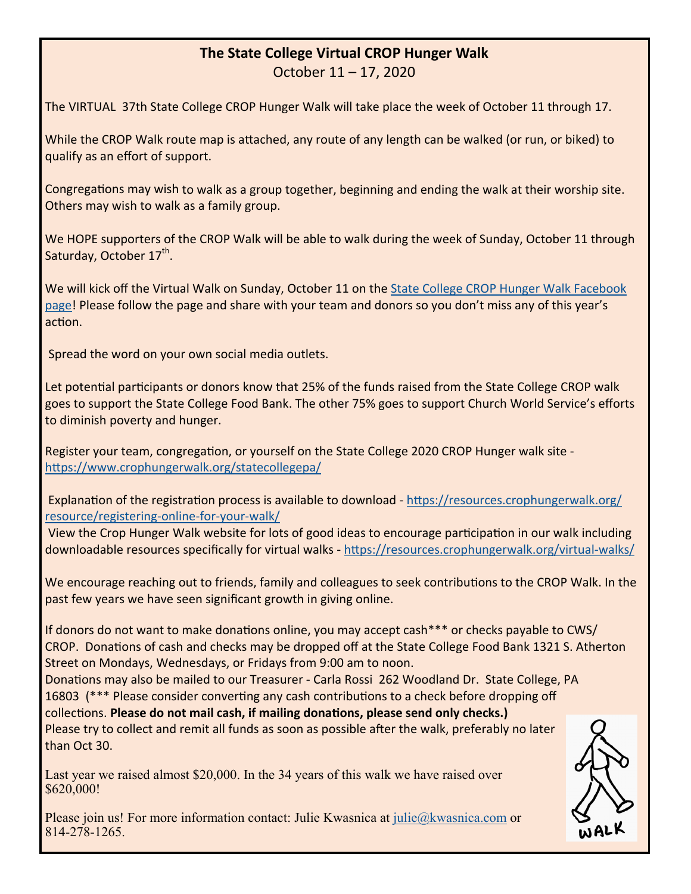# The State College Virtual CROP Hunger Walk

October 11 – 17, 2020

The VIRTUAL 37th State College CROP Hunger Walk will take place the week of October 11 through 17.

While the CROP Walk route map is attached, any route of any length can be walked (or run, or biked) to qualify as an effort of support.

Congregations may wish to walk as a group together, beginning and ending the walk at their worship site. Others may wish to walk as a family group.

We HOPE supporters of the CROP Walk will be able to walk during the week of Sunday, October 11 through Saturday, October 17th.

We will kick off the Virtual Walk on Sunday, October 11 on the [State College CROP Hunger Walk Facebook page]! Please follow the page and share with your team and donors so you don't miss any of this year's action.

Spread the word on your own social media outlets.

Let potential participants or donors know that 25% of the funds raised from the State College CROP walk goes to support the State College Food Bank. The other 75% goes to support Church World Service's efforts to diminish poverty and hunger.

Register your team, congregation, or yourself on the State College 2020 CROP Hunger walk site - https://www.crophungerwalk.org/statecollegepa/

Explanation of the registration process is available to download - https://resources.crophungerwalk.org/resource/registering-online-for-your-walk/

View the Crop Hunger Walk website for lots of good ideas to encourage participation in our walk including downloadable resources specifically for virtual walks - https://resources.crophungerwalk.org/virtual-walks/

We encourage reaching out to friends, family and colleagues to seek contributions to the CROP Walk. In the past few years we have seen significant growth in giving online.

If donors do not want to make donations online, you may accept cash*** or checks payable to CWS/CROP. Donations of cash and checks may be dropped off at the State College Food Bank 1321 S. Atherton Street on Mondays, Wednesdays, or Fridays from 9:00 am to noon.

Donations may also be mailed to our Treasurer - Carla Rossi 262 Woodland Dr. State College, PA 16803 (*** Please consider converting any cash contributions to a check before dropping off collections. **Please do not mail cash, if mailing donations, please send only checks.)**

Please try to collect and remit all funds as soon as possible after the walk, preferably no later than Oct 30.

Last year we raised almost $20,000. In the 34 years of this walk we have raised over $620,000!

Please join us! For more information contact: Julie Kwasnica at julie@kwasnica.com or 814-278-1265.

WALK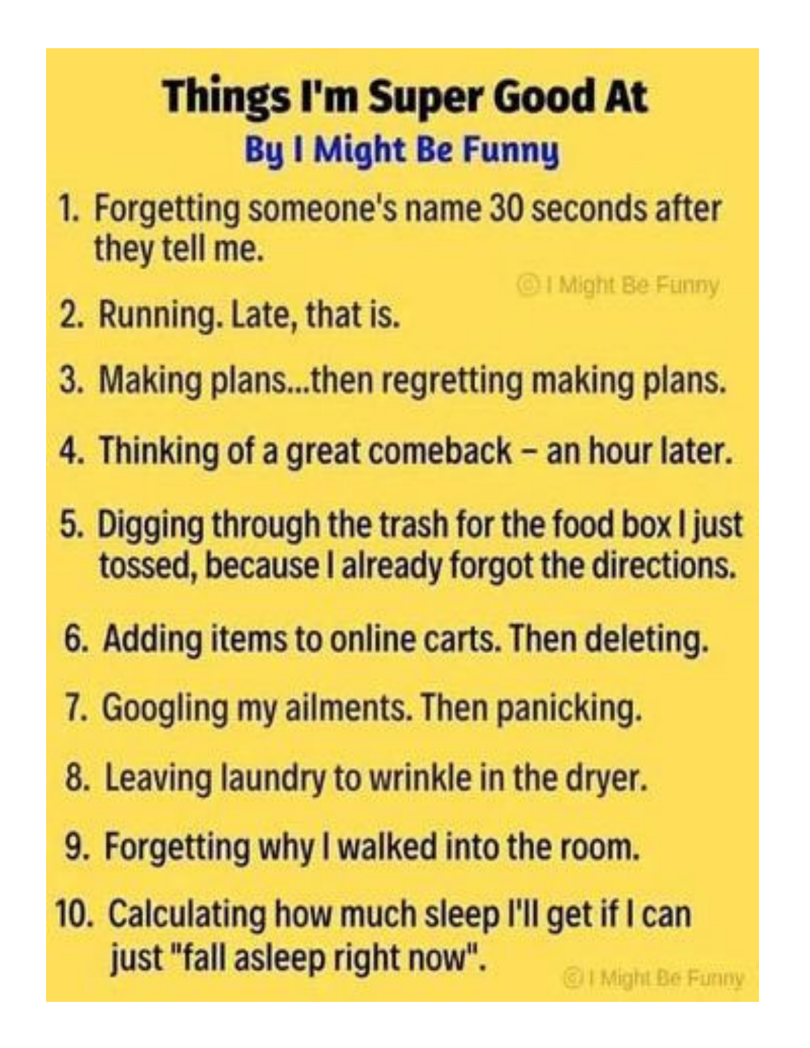# Things I'm Super Good At

## By I Might Be Funny

1. Forgetting someone's name 30 seconds after they tell me.
2. Running. Late, that is.
3. Making plans...then regretting making plans.
4. Thinking of a great comeback – an hour later.
5. Digging through the trash for the food box I just tossed, because I already forgot the directions.
6. Adding items to online carts. Then deleting.
7. Googling my ailments. Then panicking.
8. Leaving laundry to wrinkle in the dryer.
9. Forgetting why I walked into the room.
10. Calculating how much sleep I'll get if I can just "fall asleep right now".